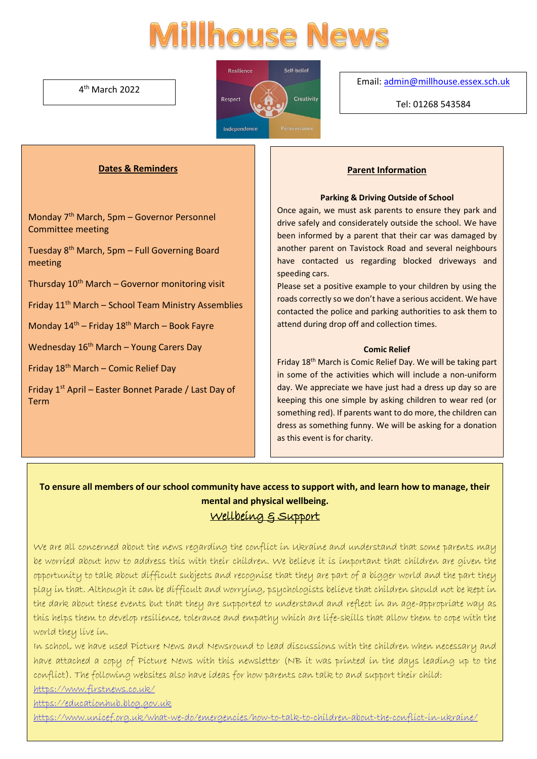# Millhouse News

4th March 2022

Resilience | Self-belief | Respect | Creativity | Independence | Perseverance

Email: admin@millhouse.essex.sch.uk

Tel: 01268 543584

## Dates & Reminders

Monday 7th March, 5pm – Governor Personnel Committee meeting

Tuesday 8th March, 5pm – Full Governing Board meeting

Thursday 10th March – Governor monitoring visit

Friday 11th March – School Team Ministry Assemblies

Monday 14th – Friday 18th March – Book Fayre

Wednesday 16th March – Young Carers Day

Friday 18th March – Comic Relief Day

Friday 1st April – Easter Bonnet Parade / Last Day of Term

## Parent Information

### Parking & Driving Outside of School

Once again, we must ask parents to ensure they park and drive safely and considerately outside the school. We have been informed by a parent that their car was damaged by another parent on Tavistock Road and several neighbours have contacted us regarding blocked driveways and speeding cars.

Please set a positive example to your children by using the roads correctly so we don't have a serious accident. We have contacted the police and parking authorities to ask them to attend during drop off and collection times.

### Comic Relief

Friday 18th March is Comic Relief Day. We will be taking part in some of the activities which will include a non-uniform day. We appreciate we have just had a dress up day so are keeping this one simple by asking children to wear red (or something red). If parents want to do more, the children can dress as something funny. We will be asking for a donation as this event is for charity.

**To ensure all members of our school community have access to support with, and learn how to manage, their mental and physical wellbeing.**

## Wellbeing & Support

We are all concerned about the news regarding the conflict in Ukraine and understand that some parents may be worried about how to address this with their children. We believe it is important that children are given the opportunity to talk about difficult subjects and recognise that they are part of a bigger world and the part they play in that. Although it can be difficult and worrying, psychologists believe that children should not be kept in the dark about these events but that they are supported to understand and reflect in an age-appropriate way as this helps them to develop resilience, tolerance and empathy which are life-skills that allow them to cope with the world they live in.

In school, we have used Picture News and Newsround to lead discussions with the children when necessary and have attached a copy of Picture News with this newsletter (NB it was printed in the days leading up to the conflict). The following websites also have ideas for how parents can talk to and support their child:

https://www.firstnews.co.uk/

https://educationhub.blog.gov.uk

https://www.unicef.org.uk/what-we-do/emergencies/how-to-talk-to-children-about-the-conflict-in-ukraine/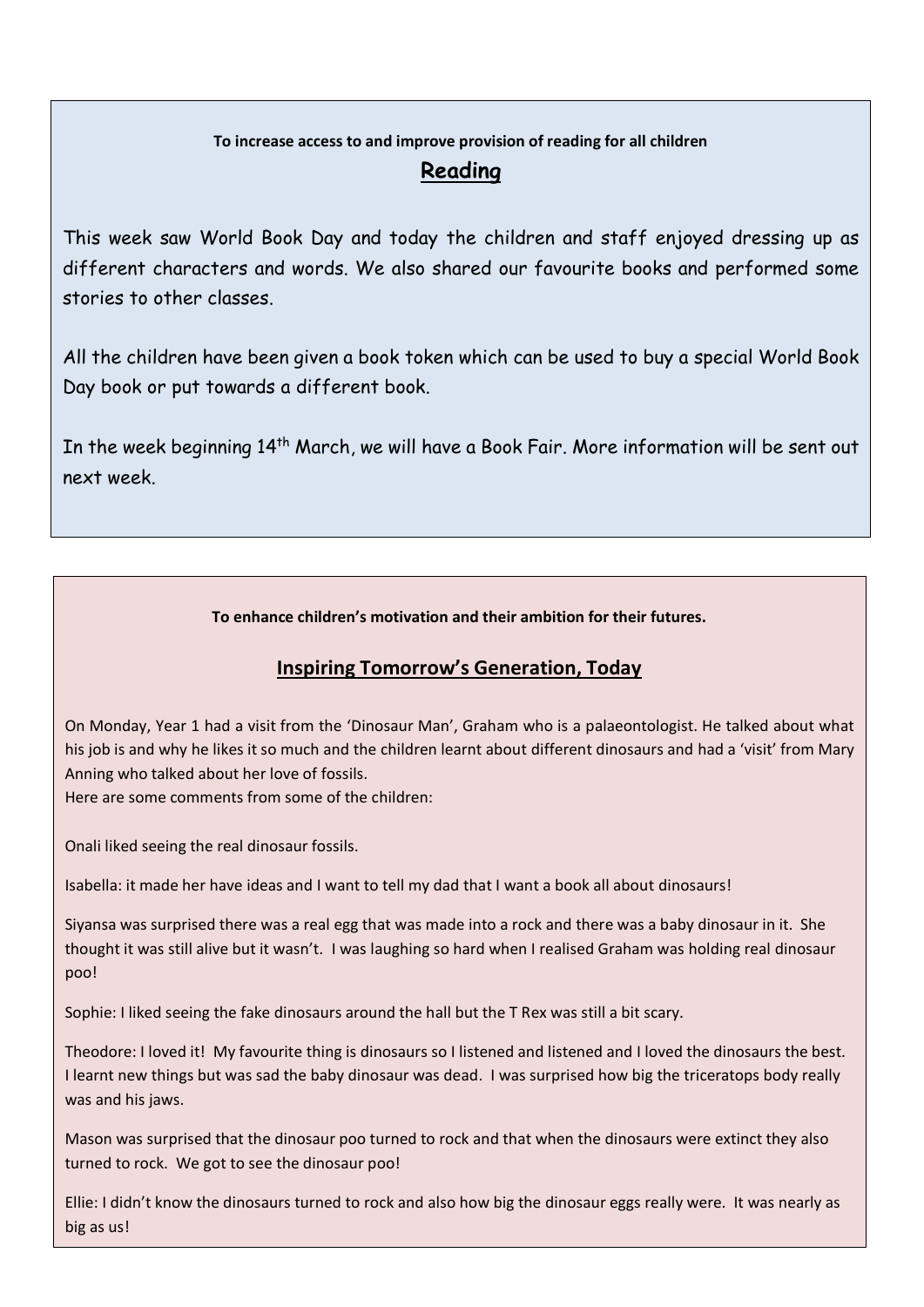**To increase access to and improve provision of reading for all children**

## Reading

This week saw World Book Day and today the children and staff enjoyed dressing up as different characters and words. We also shared our favourite books and performed some stories to other classes.

All the children have been given a book token which can be used to buy a special World Book Day book or put towards a different book.

In the week beginning 14th March, we will have a Book Fair. More information will be sent out next week.

**To enhance children's motivation and their ambition for their futures.**

## Inspiring Tomorrow's Generation, Today

On Monday, Year 1 had a visit from the 'Dinosaur Man', Graham who is a palaeontologist. He talked about what his job is and why he likes it so much and the children learnt about different dinosaurs and had a 'visit' from Mary Anning who talked about her love of fossils.
Here are some comments from some of the children:

Onali liked seeing the real dinosaur fossils.

Isabella: it made her have ideas and I want to tell my dad that I want a book all about dinosaurs!

Siyansa was surprised there was a real egg that was made into a rock and there was a baby dinosaur in it. She thought it was still alive but it wasn't. I was laughing so hard when I realised Graham was holding real dinosaur poo!

Sophie: I liked seeing the fake dinosaurs around the hall but the T Rex was still a bit scary.

Theodore: I loved it! My favourite thing is dinosaurs so I listened and listened and I loved the dinosaurs the best. I learnt new things but was sad the baby dinosaur was dead. I was surprised how big the triceratops body really was and his jaws.

Mason was surprised that the dinosaur poo turned to rock and that when the dinosaurs were extinct they also turned to rock. We got to see the dinosaur poo!

Ellie: I didn't know the dinosaurs turned to rock and also how big the dinosaur eggs really were. It was nearly as big as us!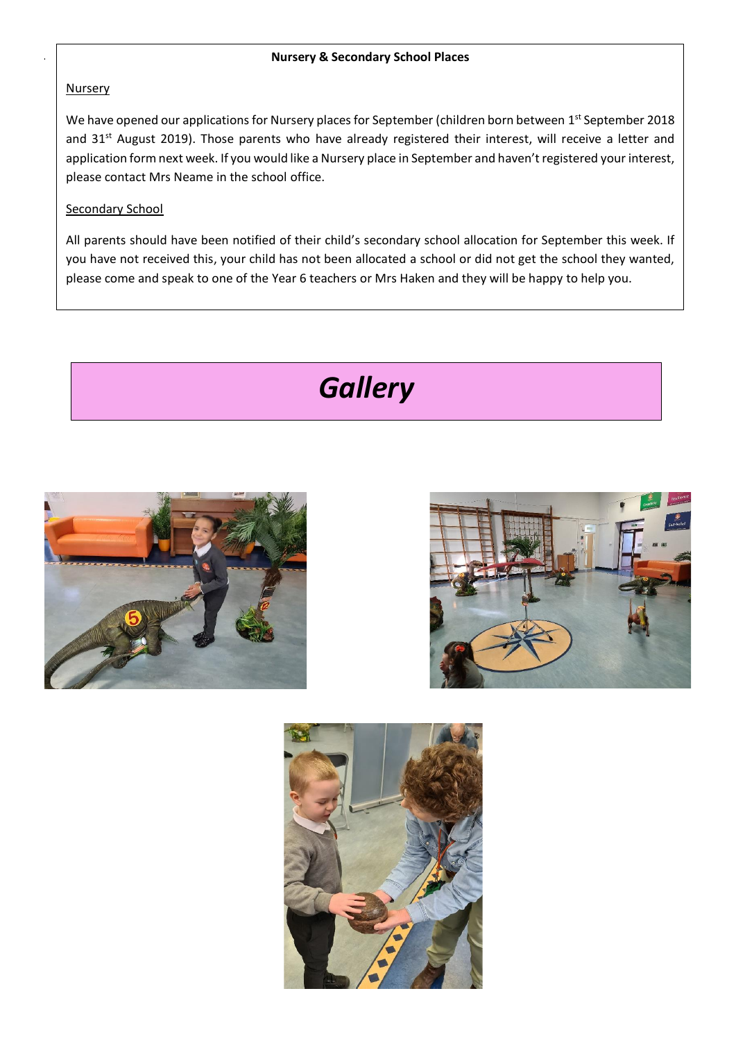**Nursery & Secondary School Places**

Nursery

We have opened our applications for Nursery places for September (children born between 1st September 2018 and 31st August 2019). Those parents who have already registered their interest, will receive a letter and application form next week. If you would like a Nursery place in September and haven't registered your interest, please contact Mrs Neame in the school office.

Secondary School

All parents should have been notified of their child's secondary school allocation for September this week. If you have not received this, your child has not been allocated a school or did not get the school they wanted, please come and speak to one of the Year 6 teachers or Mrs Haken and they will be happy to help you.

# *Gallery*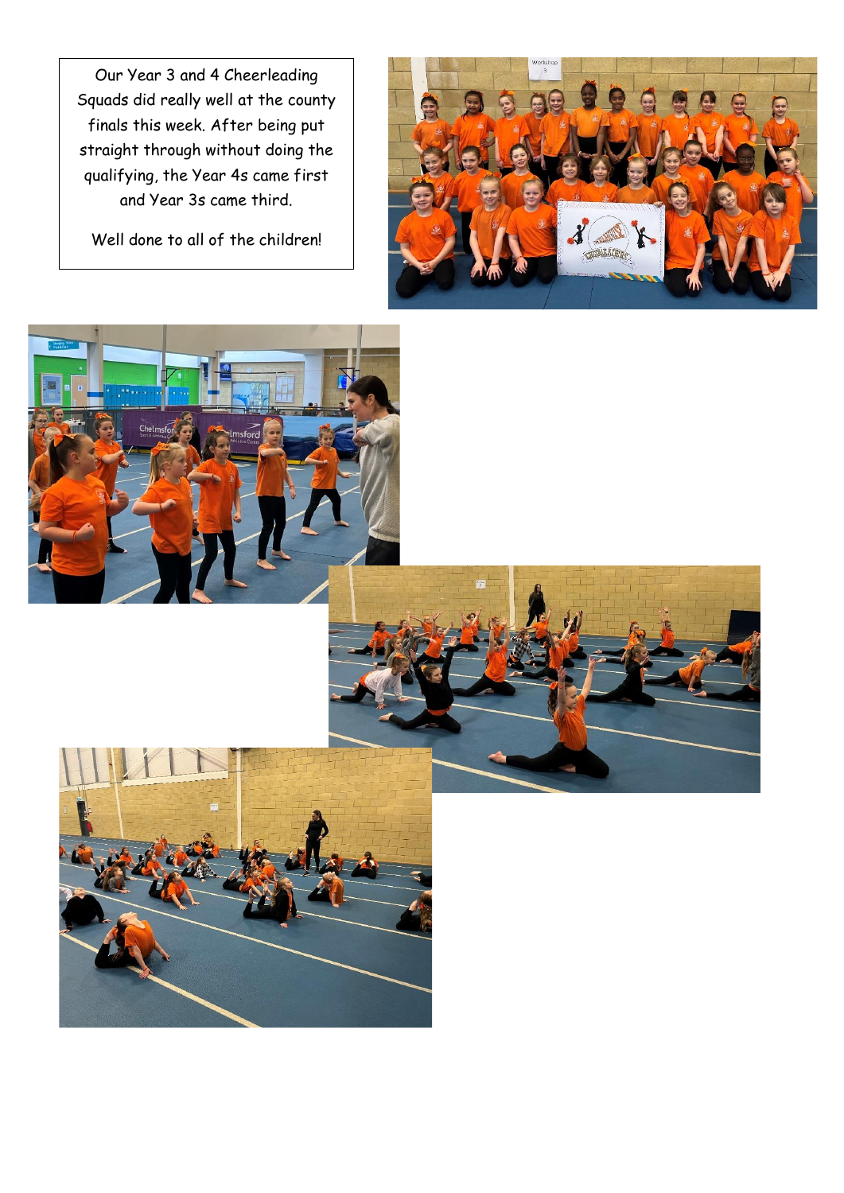Our Year 3 and 4 Cheerleading Squads did really well at the county finals this week. After being put straight through without doing the qualifying, the Year 4s came first and Year 3s came third.

Well done to all of the children!